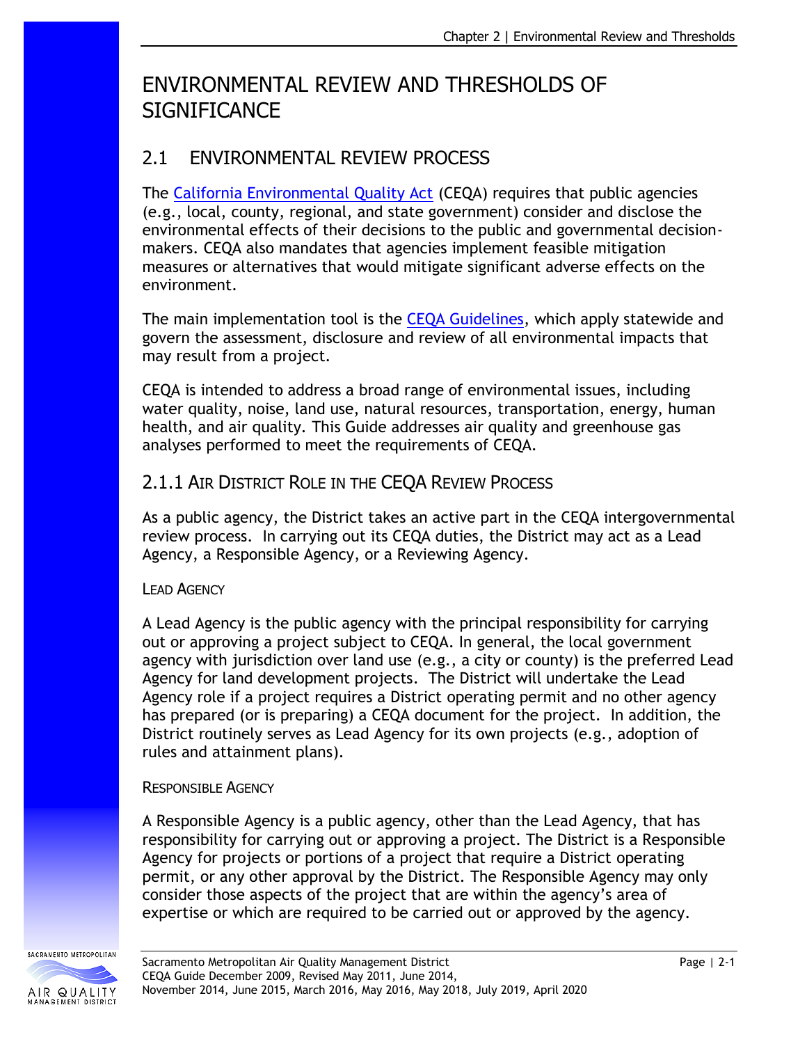# ENVIRONMENTAL REVIEW AND THRESHOLDS OF SIGNIFICANCE

## 2.1 ENVIRONMENTAL REVIEW PROCESS

The California Environmental Quality Act (CEQA) requires that public agencies (e.g., local, county, regional, and state government) consider and disclose the environmental effects of their decisions to the public and governmental decision-makers. CEQA also mandates that agencies implement feasible mitigation measures or alternatives that would mitigate significant adverse effects on the environment.

The main implementation tool is the CEQA Guidelines, which apply statewide and govern the assessment, disclosure and review of all environmental impacts that may result from a project.

CEQA is intended to address a broad range of environmental issues, including water quality, noise, land use, natural resources, transportation, energy, human health, and air quality. This Guide addresses air quality and greenhouse gas analyses performed to meet the requirements of CEQA.

### 2.1.1 AIR DISTRICT ROLE IN THE CEQA REVIEW PROCESS

As a public agency, the District takes an active part in the CEQA intergovernmental review process. In carrying out its CEQA duties, the District may act as a Lead Agency, a Responsible Agency, or a Reviewing Agency.

#### LEAD AGENCY

A Lead Agency is the public agency with the principal responsibility for carrying out or approving a project subject to CEQA. In general, the local government agency with jurisdiction over land use (e.g., a city or county) is the preferred Lead Agency for land development projects. The District will undertake the Lead Agency role if a project requires a District operating permit and no other agency has prepared (or is preparing) a CEQA document for the project. In addition, the District routinely serves as Lead Agency for its own projects (e.g., adoption of rules and attainment plans).

#### RESPONSIBLE AGENCY

A Responsible Agency is a public agency, other than the Lead Agency, that has responsibility for carrying out or approving a project. The District is a Responsible Agency for projects or portions of a project that require a District operating permit, or any other approval by the District. The Responsible Agency may only consider those aspects of the project that are within the agency's area of expertise or which are required to be carried out or approved by the agency.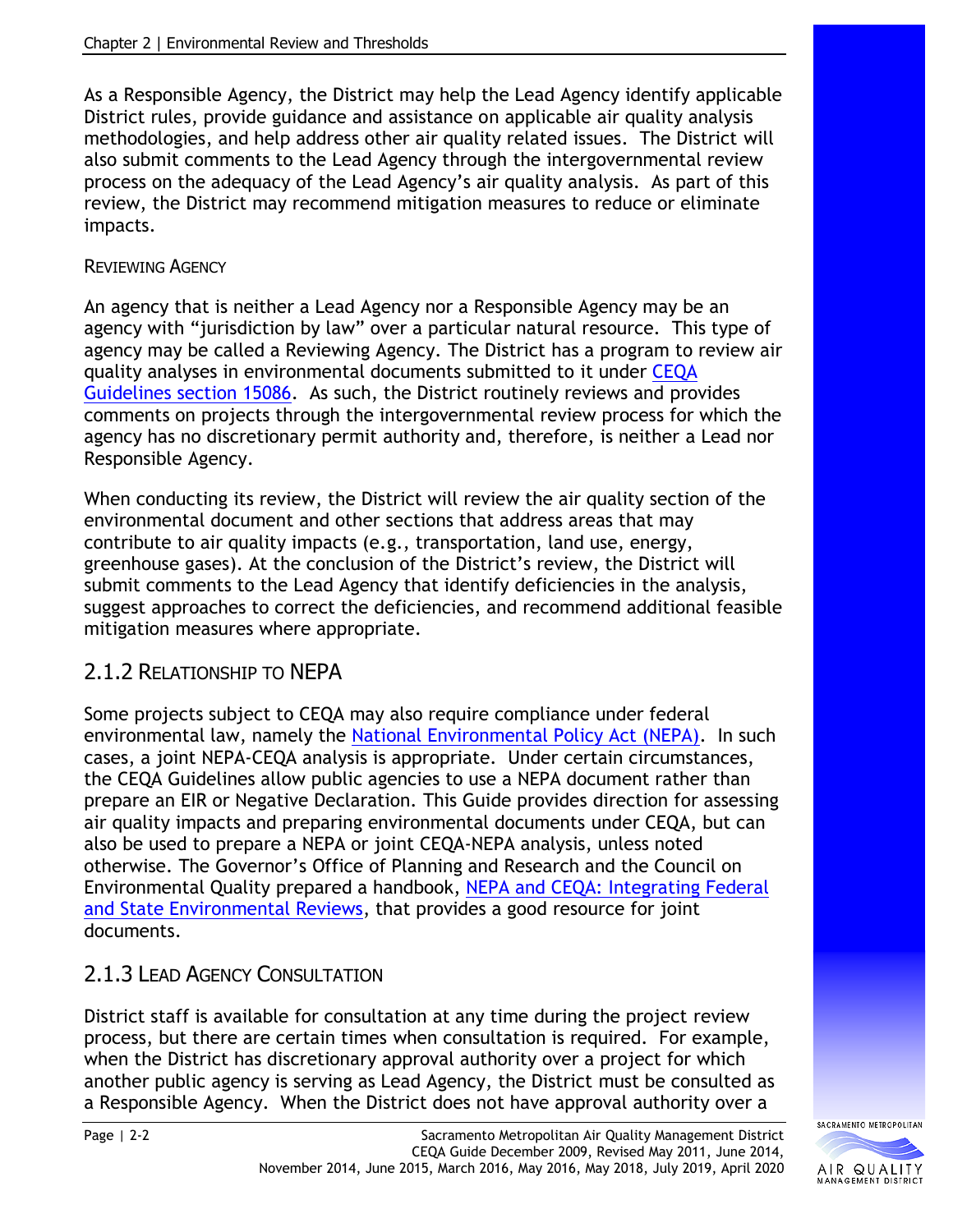As a Responsible Agency, the District may help the Lead Agency identify applicable District rules, provide guidance and assistance on applicable air quality analysis methodologies, and help address other air quality related issues. The District will also submit comments to the Lead Agency through the intergovernmental review process on the adequacy of the Lead Agency's air quality analysis. As part of this review, the District may recommend mitigation measures to reduce or eliminate impacts.

#### REVIEWING AGENCY

An agency that is neither a Lead Agency nor a Responsible Agency may be an agency with "jurisdiction by law" over a particular natural resource. This type of agency may be called a Reviewing Agency. The District has a program to review air quality analyses in environmental documents submitted to it under CEQA Guidelines section 15086. As such, the District routinely reviews and provides comments on projects through the intergovernmental review process for which the agency has no discretionary permit authority and, therefore, is neither a Lead nor Responsible Agency.

When conducting its review, the District will review the air quality section of the environmental document and other sections that address areas that may contribute to air quality impacts (e.g., transportation, land use, energy, greenhouse gases). At the conclusion of the District's review, the District will submit comments to the Lead Agency that identify deficiencies in the analysis, suggest approaches to correct the deficiencies, and recommend additional feasible mitigation measures where appropriate.

### 2.1.2 RELATIONSHIP TO NEPA

Some projects subject to CEQA may also require compliance under federal environmental law, namely the National Environmental Policy Act (NEPA). In such cases, a joint NEPA-CEQA analysis is appropriate. Under certain circumstances, the CEQA Guidelines allow public agencies to use a NEPA document rather than prepare an EIR or Negative Declaration. This Guide provides direction for assessing air quality impacts and preparing environmental documents under CEQA, but can also be used to prepare a NEPA or joint CEQA-NEPA analysis, unless noted otherwise. The Governor's Office of Planning and Research and the Council on Environmental Quality prepared a handbook, NEPA and CEQA: Integrating Federal and State Environmental Reviews, that provides a good resource for joint documents.

### 2.1.3 LEAD AGENCY CONSULTATION

District staff is available for consultation at any time during the project review process, but there are certain times when consultation is required. For example, when the District has discretionary approval authority over a project for which another public agency is serving as Lead Agency, the District must be consulted as a Responsible Agency. When the District does not have approval authority over a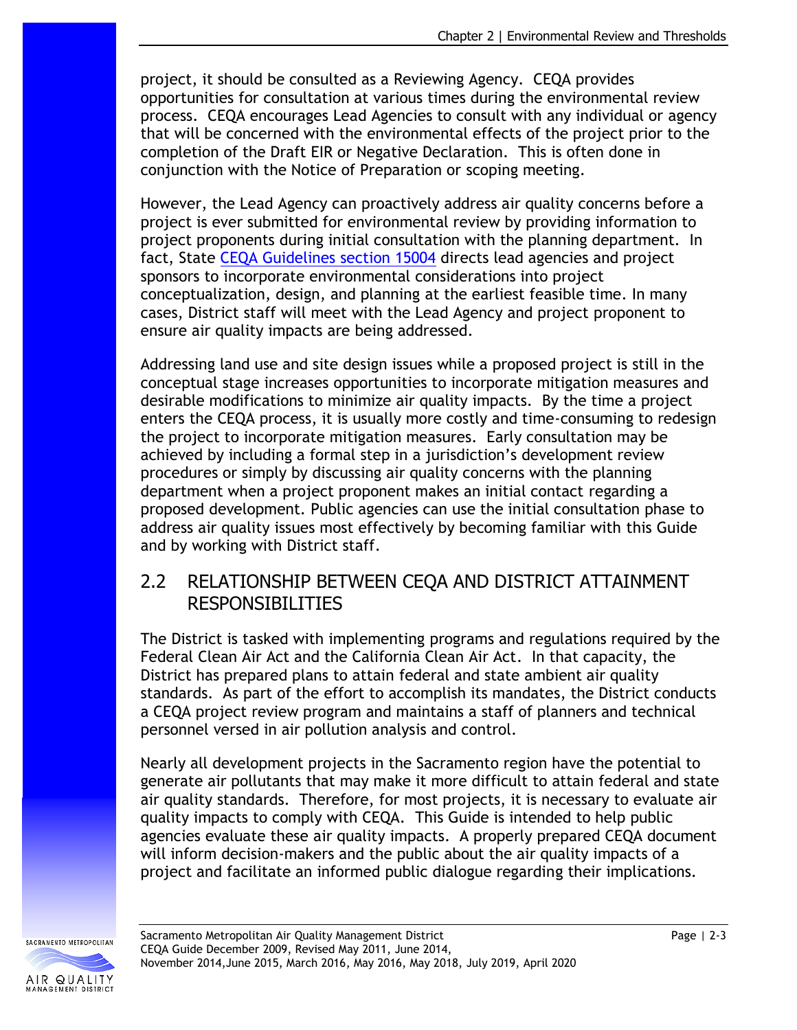project, it should be consulted as a Reviewing Agency. CEQA provides opportunities for consultation at various times during the environmental review process. CEQA encourages Lead Agencies to consult with any individual or agency that will be concerned with the environmental effects of the project prior to the completion of the Draft EIR or Negative Declaration. This is often done in conjunction with the Notice of Preparation or scoping meeting.

However, the Lead Agency can proactively address air quality concerns before a project is ever submitted for environmental review by providing information to project proponents during initial consultation with the planning department. In fact, State CEQA Guidelines section 15004 directs lead agencies and project sponsors to incorporate environmental considerations into project conceptualization, design, and planning at the earliest feasible time. In many cases, District staff will meet with the Lead Agency and project proponent to ensure air quality impacts are being addressed.

Addressing land use and site design issues while a proposed project is still in the conceptual stage increases opportunities to incorporate mitigation measures and desirable modifications to minimize air quality impacts. By the time a project enters the CEQA process, it is usually more costly and time-consuming to redesign the project to incorporate mitigation measures. Early consultation may be achieved by including a formal step in a jurisdiction's development review procedures or simply by discussing air quality concerns with the planning department when a project proponent makes an initial contact regarding a proposed development. Public agencies can use the initial consultation phase to address air quality issues most effectively by becoming familiar with this Guide and by working with District staff.

## 2.2 RELATIONSHIP BETWEEN CEQA AND DISTRICT ATTAINMENT RESPONSIBILITIES

The District is tasked with implementing programs and regulations required by the Federal Clean Air Act and the California Clean Air Act. In that capacity, the District has prepared plans to attain federal and state ambient air quality standards. As part of the effort to accomplish its mandates, the District conducts a CEQA project review program and maintains a staff of planners and technical personnel versed in air pollution analysis and control.

Nearly all development projects in the Sacramento region have the potential to generate air pollutants that may make it more difficult to attain federal and state air quality standards. Therefore, for most projects, it is necessary to evaluate air quality impacts to comply with CEQA. This Guide is intended to help public agencies evaluate these air quality impacts. A properly prepared CEQA document will inform decision-makers and the public about the air quality impacts of a project and facilitate an informed public dialogue regarding their implications.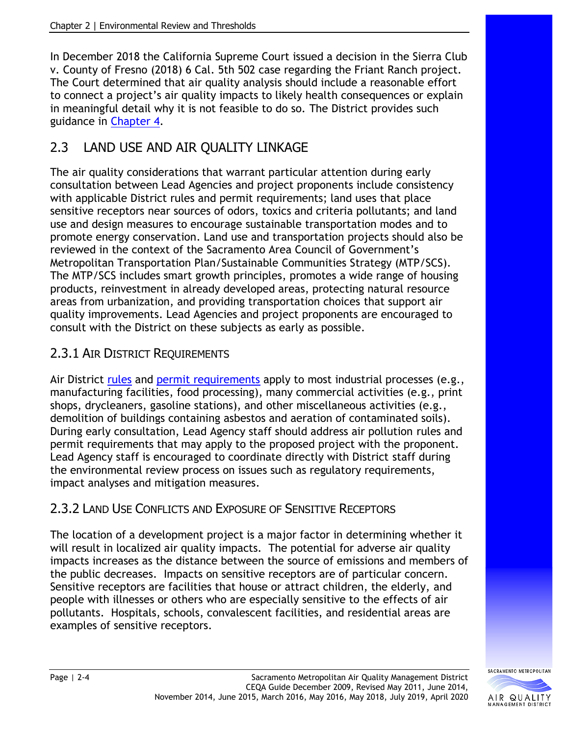In December 2018 the California Supreme Court issued a decision in the Sierra Club v. County of Fresno (2018) 6 Cal. 5th 502 case regarding the Friant Ranch project. The Court determined that air quality analysis should include a reasonable effort to connect a project's air quality impacts to likely health consequences or explain in meaningful detail why it is not feasible to do so. The District provides such guidance in Chapter 4.

## 2.3 LAND USE AND AIR QUALITY LINKAGE

The air quality considerations that warrant particular attention during early consultation between Lead Agencies and project proponents include consistency with applicable District rules and permit requirements; land uses that place sensitive receptors near sources of odors, toxics and criteria pollutants; and land use and design measures to encourage sustainable transportation modes and to promote energy conservation. Land use and transportation projects should also be reviewed in the context of the Sacramento Area Council of Government's Metropolitan Transportation Plan/Sustainable Communities Strategy (MTP/SCS). The MTP/SCS includes smart growth principles, promotes a wide range of housing products, reinvestment in already developed areas, protecting natural resource areas from urbanization, and providing transportation choices that support air quality improvements. Lead Agencies and project proponents are encouraged to consult with the District on these subjects as early as possible.

### 2.3.1 AIR DISTRICT REQUIREMENTS

Air District rules and permit requirements apply to most industrial processes (e.g., manufacturing facilities, food processing), many commercial activities (e.g., print shops, drycleaners, gasoline stations), and other miscellaneous activities (e.g., demolition of buildings containing asbestos and aeration of contaminated soils). During early consultation, Lead Agency staff should address air pollution rules and permit requirements that may apply to the proposed project with the proponent. Lead Agency staff is encouraged to coordinate directly with District staff during the environmental review process on issues such as regulatory requirements, impact analyses and mitigation measures.

### 2.3.2 LAND USE CONFLICTS AND EXPOSURE OF SENSITIVE RECEPTORS

The location of a development project is a major factor in determining whether it will result in localized air quality impacts. The potential for adverse air quality impacts increases as the distance between the source of emissions and members of the public decreases. Impacts on sensitive receptors are of particular concern. Sensitive receptors are facilities that house or attract children, the elderly, and people with illnesses or others who are especially sensitive to the effects of air pollutants. Hospitals, schools, convalescent facilities, and residential areas are examples of sensitive receptors.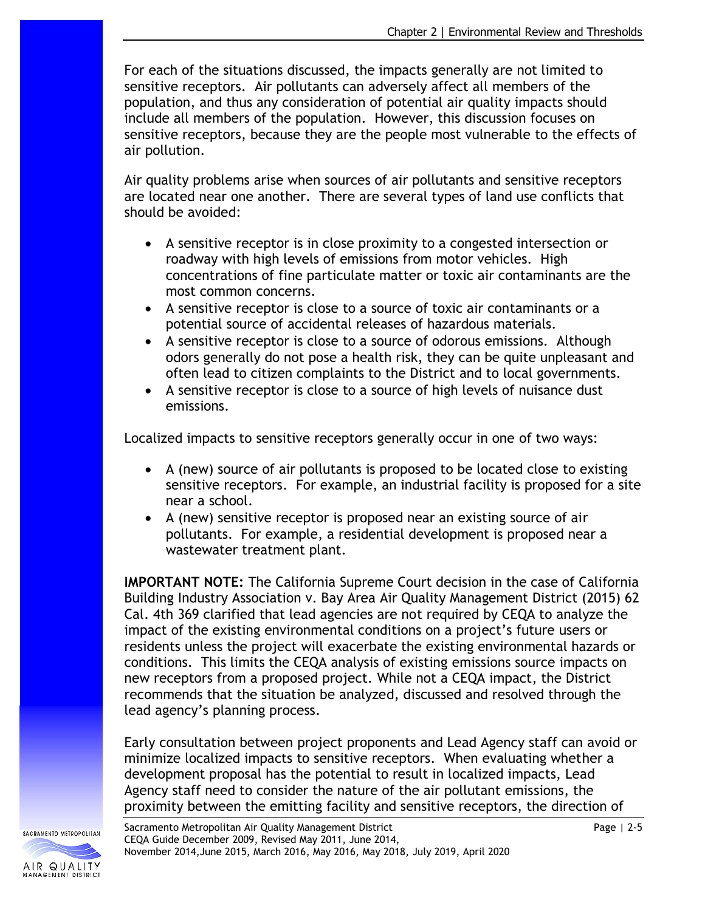For each of the situations discussed, the impacts generally are not limited to sensitive receptors. Air pollutants can adversely affect all members of the population, and thus any consideration of potential air quality impacts should include all members of the population. However, this discussion focuses on sensitive receptors, because they are the people most vulnerable to the effects of air pollution.

Air quality problems arise when sources of air pollutants and sensitive receptors are located near one another. There are several types of land use conflicts that should be avoided:

- A sensitive receptor is in close proximity to a congested intersection or roadway with high levels of emissions from motor vehicles. High concentrations of fine particulate matter or toxic air contaminants are the most common concerns.
- A sensitive receptor is close to a source of toxic air contaminants or a potential source of accidental releases of hazardous materials.
- A sensitive receptor is close to a source of odorous emissions. Although odors generally do not pose a health risk, they can be quite unpleasant and often lead to citizen complaints to the District and to local governments.
- A sensitive receptor is close to a source of high levels of nuisance dust emissions.

Localized impacts to sensitive receptors generally occur in one of two ways:

- A (new) source of air pollutants is proposed to be located close to existing sensitive receptors. For example, an industrial facility is proposed for a site near a school.
- A (new) sensitive receptor is proposed near an existing source of air pollutants. For example, a residential development is proposed near a wastewater treatment plant.

**IMPORTANT NOTE:** The California Supreme Court decision in the case of California Building Industry Association v. Bay Area Air Quality Management District (2015) 62 Cal. 4th 369 clarified that lead agencies are not required by CEQA to analyze the impact of the existing environmental conditions on a project's future users or residents unless the project will exacerbate the existing environmental hazards or conditions. This limits the CEQA analysis of existing emissions source impacts on new receptors from a proposed project. While not a CEQA impact, the District recommends that the situation be analyzed, discussed and resolved through the lead agency's planning process.

Early consultation between project proponents and Lead Agency staff can avoid or minimize localized impacts to sensitive receptors. When evaluating whether a development proposal has the potential to result in localized impacts, Lead Agency staff need to consider the nature of the air pollutant emissions, the proximity between the emitting facility and sensitive receptors, the direction of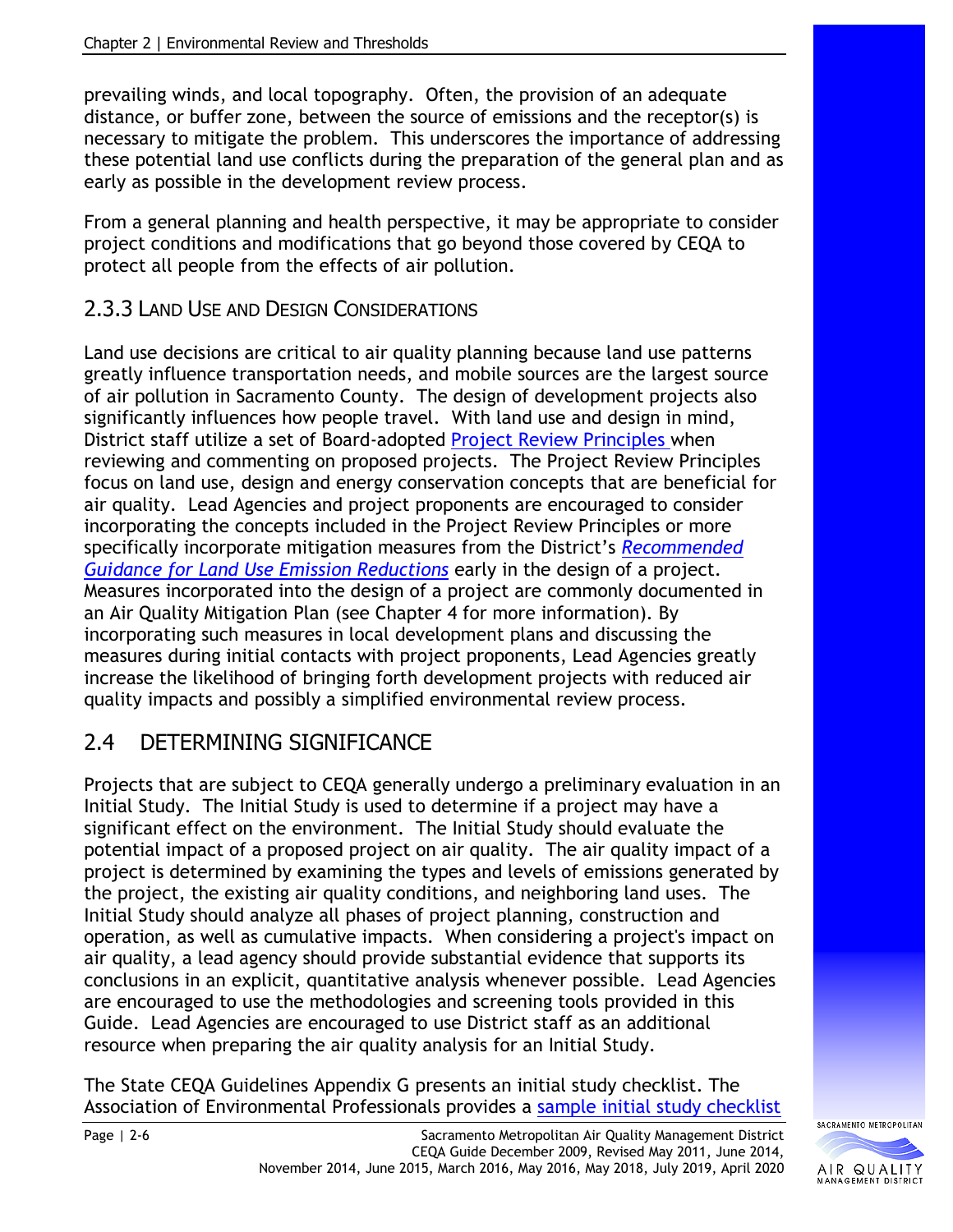prevailing winds, and local topography. Often, the provision of an adequate distance, or buffer zone, between the source of emissions and the receptor(s) is necessary to mitigate the problem. This underscores the importance of addressing these potential land use conflicts during the preparation of the general plan and as early as possible in the development review process.

From a general planning and health perspective, it may be appropriate to consider project conditions and modifications that go beyond those covered by CEQA to protect all people from the effects of air pollution.

### 2.3.3 Land Use and Design Considerations

Land use decisions are critical to air quality planning because land use patterns greatly influence transportation needs, and mobile sources are the largest source of air pollution in Sacramento County. The design of development projects also significantly influences how people travel. With land use and design in mind, District staff utilize a set of Board-adopted Project Review Principles when reviewing and commenting on proposed projects. The Project Review Principles focus on land use, design and energy conservation concepts that are beneficial for air quality. Lead Agencies and project proponents are encouraged to consider incorporating the concepts included in the Project Review Principles or more specifically incorporate mitigation measures from the District's *Recommended Guidance for Land Use Emission Reductions* early in the design of a project. Measures incorporated into the design of a project are commonly documented in an Air Quality Mitigation Plan (see Chapter 4 for more information). By incorporating such measures in local development plans and discussing the measures during initial contacts with project proponents, Lead Agencies greatly increase the likelihood of bringing forth development projects with reduced air quality impacts and possibly a simplified environmental review process.

## 2.4 DETERMINING SIGNIFICANCE

Projects that are subject to CEQA generally undergo a preliminary evaluation in an Initial Study. The Initial Study is used to determine if a project may have a significant effect on the environment. The Initial Study should evaluate the potential impact of a proposed project on air quality. The air quality impact of a project is determined by examining the types and levels of emissions generated by the project, the existing air quality conditions, and neighboring land uses. The Initial Study should analyze all phases of project planning, construction and operation, as well as cumulative impacts. When considering a project's impact on air quality, a lead agency should provide substantial evidence that supports its conclusions in an explicit, quantitative analysis whenever possible. Lead Agencies are encouraged to use the methodologies and screening tools provided in this Guide. Lead Agencies are encouraged to use District staff as an additional resource when preparing the air quality analysis for an Initial Study.

The State CEQA Guidelines Appendix G presents an initial study checklist. The Association of Environmental Professionals provides a sample initial study checklist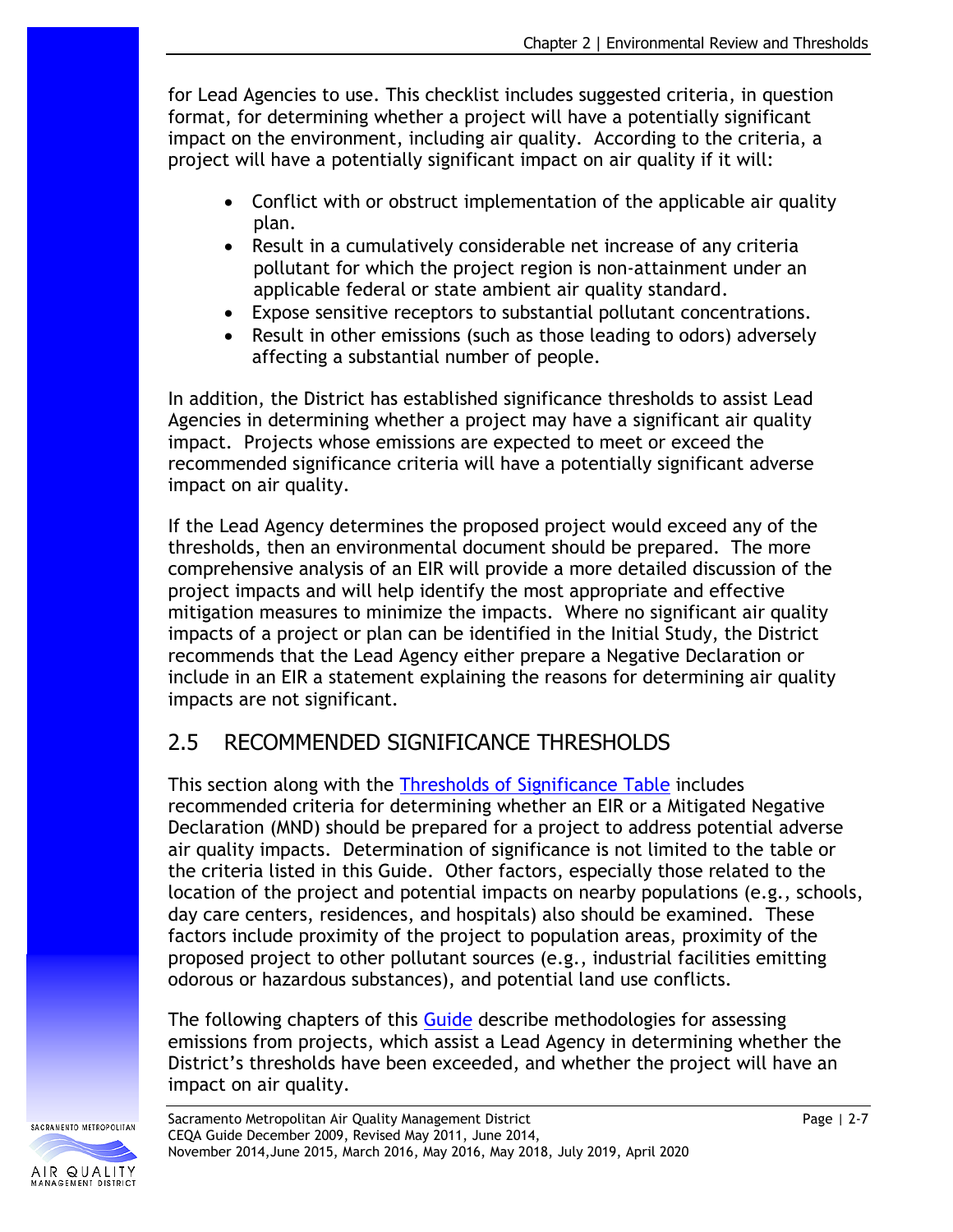for Lead Agencies to use. This checklist includes suggested criteria, in question format, for determining whether a project will have a potentially significant impact on the environment, including air quality. According to the criteria, a project will have a potentially significant impact on air quality if it will:

- Conflict with or obstruct implementation of the applicable air quality plan.
- Result in a cumulatively considerable net increase of any criteria pollutant for which the project region is non-attainment under an applicable federal or state ambient air quality standard.
- Expose sensitive receptors to substantial pollutant concentrations.
- Result in other emissions (such as those leading to odors) adversely affecting a substantial number of people.

In addition, the District has established significance thresholds to assist Lead Agencies in determining whether a project may have a significant air quality impact. Projects whose emissions are expected to meet or exceed the recommended significance criteria will have a potentially significant adverse impact on air quality.

If the Lead Agency determines the proposed project would exceed any of the thresholds, then an environmental document should be prepared. The more comprehensive analysis of an EIR will provide a more detailed discussion of the project impacts and will help identify the most appropriate and effective mitigation measures to minimize the impacts. Where no significant air quality impacts of a project or plan can be identified in the Initial Study, the District recommends that the Lead Agency either prepare a Negative Declaration or include in an EIR a statement explaining the reasons for determining air quality impacts are not significant.

## 2.5 RECOMMENDED SIGNIFICANCE THRESHOLDS

This section along with the Thresholds of Significance Table includes recommended criteria for determining whether an EIR or a Mitigated Negative Declaration (MND) should be prepared for a project to address potential adverse air quality impacts. Determination of significance is not limited to the table or the criteria listed in this Guide. Other factors, especially those related to the location of the project and potential impacts on nearby populations (e.g., schools, day care centers, residences, and hospitals) also should be examined. These factors include proximity of the project to population areas, proximity of the proposed project to other pollutant sources (e.g., industrial facilities emitting odorous or hazardous substances), and potential land use conflicts.

The following chapters of this Guide describe methodologies for assessing emissions from projects, which assist a Lead Agency in determining whether the District's thresholds have been exceeded, and whether the project will have an impact on air quality.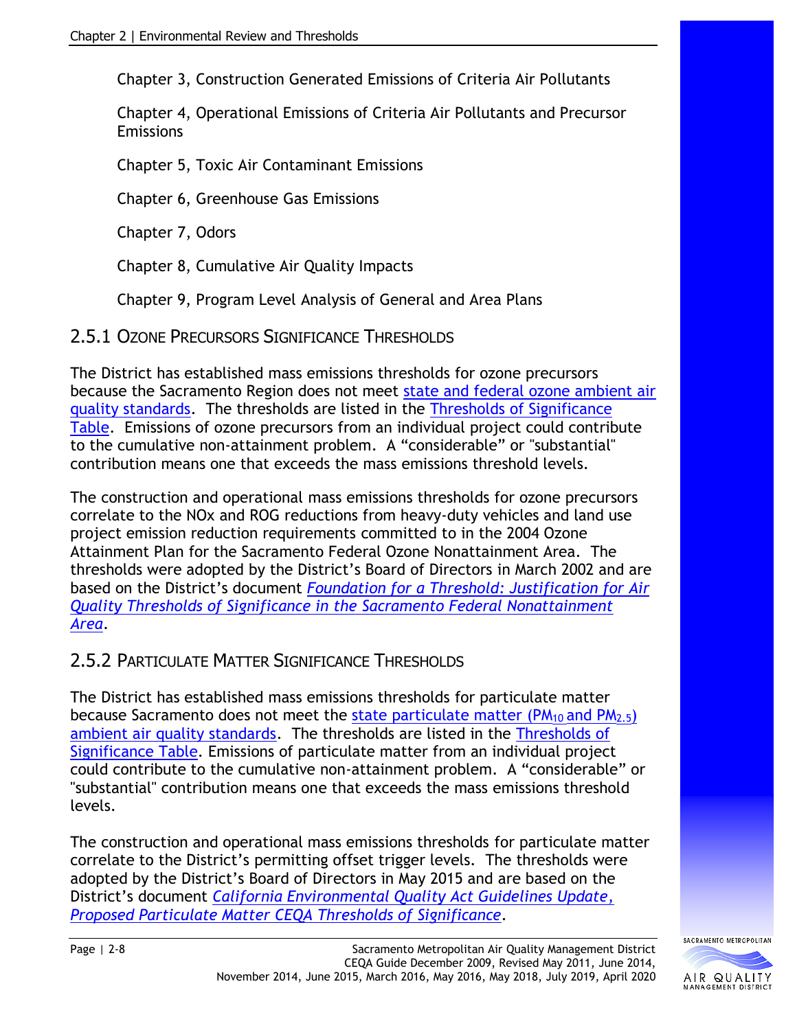Chapter 3, Construction Generated Emissions of Criteria Air Pollutants

Chapter 4, Operational Emissions of Criteria Air Pollutants and Precursor Emissions

Chapter 5, Toxic Air Contaminant Emissions

Chapter 6, Greenhouse Gas Emissions

Chapter 7, Odors

Chapter 8, Cumulative Air Quality Impacts

Chapter 9, Program Level Analysis of General and Area Plans

## 2.5.1 Ozone Precursors Significance Thresholds

The District has established mass emissions thresholds for ozone precursors because the Sacramento Region does not meet state and federal ozone ambient air quality standards. The thresholds are listed in the Thresholds of Significance Table. Emissions of ozone precursors from an individual project could contribute to the cumulative non-attainment problem. A "considerable" or "substantial" contribution means one that exceeds the mass emissions threshold levels.

The construction and operational mass emissions thresholds for ozone precursors correlate to the NOx and ROG reductions from heavy-duty vehicles and land use project emission reduction requirements committed to in the 2004 Ozone Attainment Plan for the Sacramento Federal Ozone Nonattainment Area. The thresholds were adopted by the District's Board of Directors in March 2002 and are based on the District's document *Foundation for a Threshold: Justification for Air Quality Thresholds of Significance in the Sacramento Federal Nonattainment Area*.

## 2.5.2 Particulate Matter Significance Thresholds

The District has established mass emissions thresholds for particulate matter because Sacramento does not meet the state particulate matter ($PM_{10}$ and $PM_{2.5}$) ambient air quality standards. The thresholds are listed in the Thresholds of Significance Table. Emissions of particulate matter from an individual project could contribute to the cumulative non-attainment problem. A "considerable" or "substantial" contribution means one that exceeds the mass emissions threshold levels.

The construction and operational mass emissions thresholds for particulate matter correlate to the District's permitting offset trigger levels. The thresholds were adopted by the District's Board of Directors in May 2015 and are based on the District's document *California Environmental Quality Act Guidelines Update, Proposed Particulate Matter CEQA Thresholds of Significance*.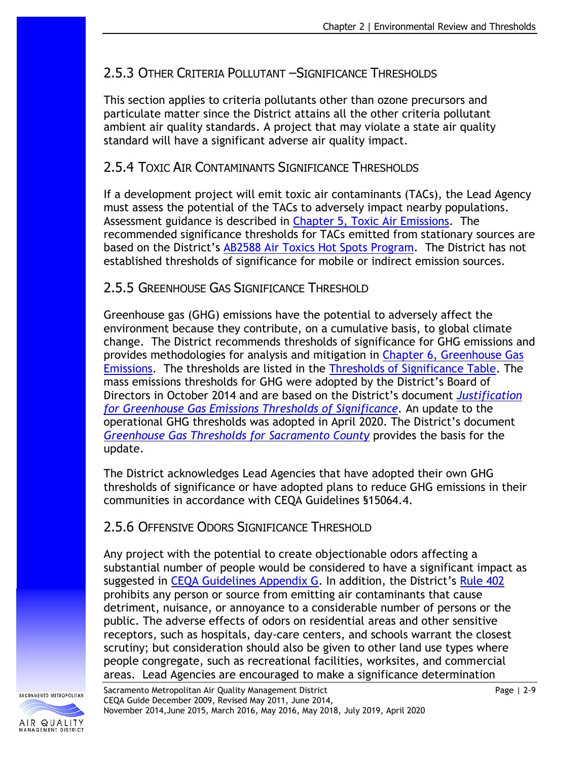### 2.5.3 Other Criteria Pollutant –Significance Thresholds

This section applies to criteria pollutants other than ozone precursors and particulate matter since the District attains all the other criteria pollutant ambient air quality standards. A project that may violate a state air quality standard will have a significant adverse air quality impact.

### 2.5.4 Toxic Air Contaminants Significance Thresholds

If a development project will emit toxic air contaminants (TACs), the Lead Agency must assess the potential of the TACs to adversely impact nearby populations. Assessment guidance is described in Chapter 5, Toxic Air Emissions. The recommended significance thresholds for TACs emitted from stationary sources are based on the District's AB2588 Air Toxics Hot Spots Program. The District has not established thresholds of significance for mobile or indirect emission sources.

### 2.5.5 Greenhouse Gas Significance Threshold

Greenhouse gas (GHG) emissions have the potential to adversely affect the environment because they contribute, on a cumulative basis, to global climate change. The District recommends thresholds of significance for GHG emissions and provides methodologies for analysis and mitigation in Chapter 6, Greenhouse Gas Emissions. The thresholds are listed in the Thresholds of Significance Table. The mass emissions thresholds for GHG were adopted by the District's Board of Directors in October 2014 and are based on the District's document *Justification for Greenhouse Gas Emissions Thresholds of Significance*. An update to the operational GHG thresholds was adopted in April 2020. The District's document *Greenhouse Gas Thresholds for Sacramento County* provides the basis for the update.

The District acknowledges Lead Agencies that have adopted their own GHG thresholds of significance or have adopted plans to reduce GHG emissions in their communities in accordance with CEQA Guidelines §15064.4.

### 2.5.6 Offensive Odors Significance Threshold

Any project with the potential to create objectionable odors affecting a substantial number of people would be considered to have a significant impact as suggested in CEQA Guidelines Appendix G. In addition, the District's Rule 402 prohibits any person or source from emitting air contaminants that cause detriment, nuisance, or annoyance to a considerable number of persons or the public. The adverse effects of odors on residential areas and other sensitive receptors, such as hospitals, day-care centers, and schools warrant the closest scrutiny; but consideration should also be given to other land use types where people congregate, such as recreational facilities, worksites, and commercial areas. Lead Agencies are encouraged to make a significance determination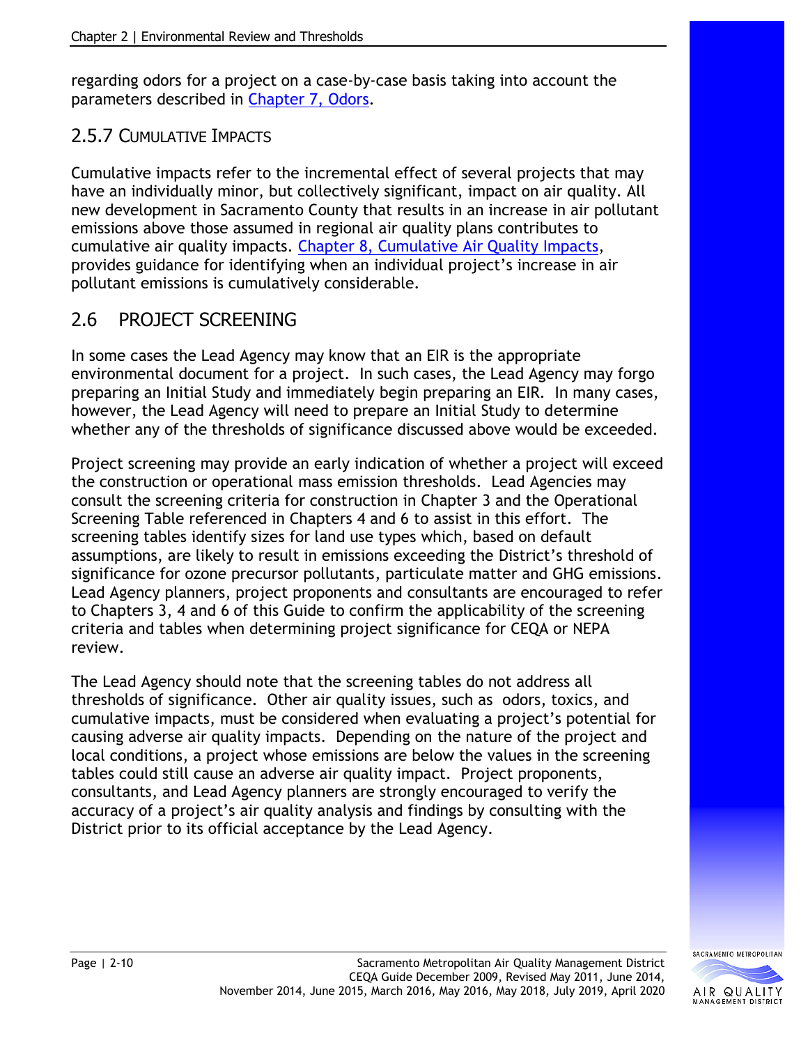regarding odors for a project on a case-by-case basis taking into account the parameters described in Chapter 7, Odors.

### 2.5.7 Cumulative Impacts

Cumulative impacts refer to the incremental effect of several projects that may have an individually minor, but collectively significant, impact on air quality. All new development in Sacramento County that results in an increase in air pollutant emissions above those assumed in regional air quality plans contributes to cumulative air quality impacts. Chapter 8, Cumulative Air Quality Impacts, provides guidance for identifying when an individual project's increase in air pollutant emissions is cumulatively considerable.

## 2.6 PROJECT SCREENING

In some cases the Lead Agency may know that an EIR is the appropriate environmental document for a project. In such cases, the Lead Agency may forgo preparing an Initial Study and immediately begin preparing an EIR. In many cases, however, the Lead Agency will need to prepare an Initial Study to determine whether any of the thresholds of significance discussed above would be exceeded.

Project screening may provide an early indication of whether a project will exceed the construction or operational mass emission thresholds. Lead Agencies may consult the screening criteria for construction in Chapter 3 and the Operational Screening Table referenced in Chapters 4 and 6 to assist in this effort. The screening tables identify sizes for land use types which, based on default assumptions, are likely to result in emissions exceeding the District's threshold of significance for ozone precursor pollutants, particulate matter and GHG emissions. Lead Agency planners, project proponents and consultants are encouraged to refer to Chapters 3, 4 and 6 of this Guide to confirm the applicability of the screening criteria and tables when determining project significance for CEQA or NEPA review.

The Lead Agency should note that the screening tables do not address all thresholds of significance. Other air quality issues, such as odors, toxics, and cumulative impacts, must be considered when evaluating a project's potential for causing adverse air quality impacts. Depending on the nature of the project and local conditions, a project whose emissions are below the values in the screening tables could still cause an adverse air quality impact. Project proponents, consultants, and Lead Agency planners are strongly encouraged to verify the accuracy of a project's air quality analysis and findings by consulting with the District prior to its official acceptance by the Lead Agency.